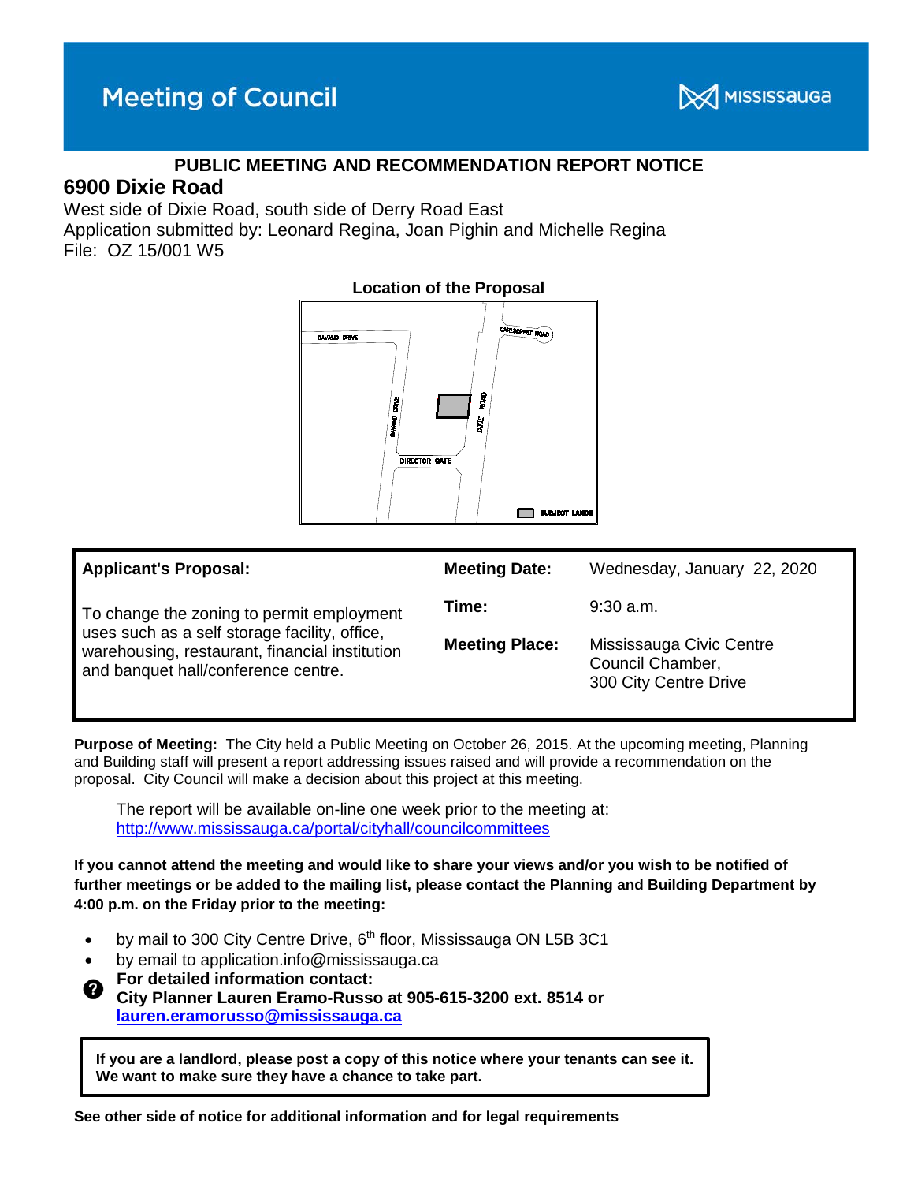# Meeting of Council

MISSISSAUGA

## PUBLIC MEETING AND RECOMMENDATION REPORT NOTICE

## 6900 Dixie Road

West side of Dixie Road, south side of Derry Road East
Application submitted by: Leonard Regina, Joan Pighin and Michelle Regina
File: OZ 15/001 W5

**Location of the Proposal**

| **Applicant's Proposal:** | **Meeting Date:** | Wednesday, January 22, 2020 |
|---|---|---|
| To change the zoning to permit employment uses such as a self storage facility, office, warehousing, restaurant, financial institution and banquet hall/conference centre. | **Time:** | 9:30 a.m. |
| | **Meeting Place:** | Mississauga Civic Centre Council Chamber, 300 City Centre Drive |

**Purpose of Meeting:** The City held a Public Meeting on October 26, 2015. At the upcoming meeting, Planning and Building staff will present a report addressing issues raised and will provide a recommendation on the proposal. City Council will make a decision about this project at this meeting.

The report will be available on-line one week prior to the meeting at:
http://www.mississauga.ca/portal/cityhall/councilcommittees

**If you cannot attend the meeting and would like to share your views and/or you wish to be notified of further meetings or be added to the mailing list, please contact the Planning and Building Department by 4:00 p.m. on the Friday prior to the meeting:**

- by mail to 300 City Centre Drive, 6th floor, Mississauga ON L5B 3C1
- by email to application.info@mississauga.ca

**For detailed information contact:**
**City Planner Lauren Eramo-Russo at 905-615-3200 ext. 8514 or lauren.eramorusso@mississauga.ca**

**If you are a landlord, please post a copy of this notice where your tenants can see it. We want to make sure they have a chance to take part.**

**See other side of notice for additional information and for legal requirements**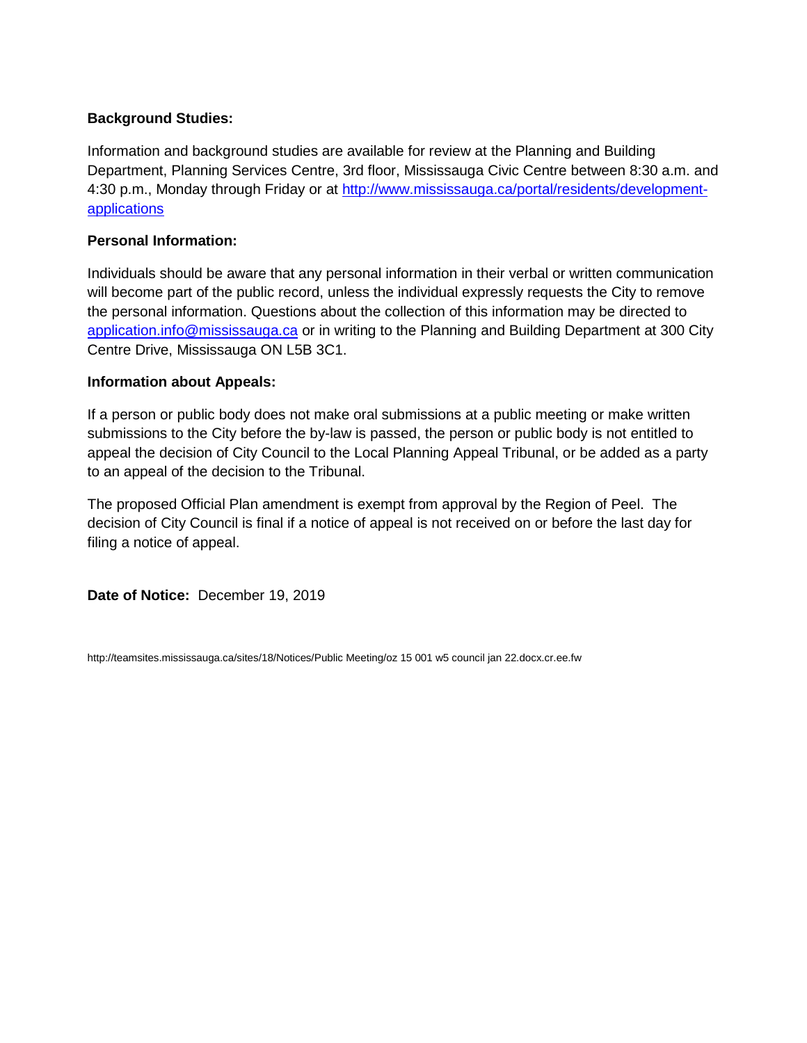**Background Studies:**

Information and background studies are available for review at the Planning and Building Department, Planning Services Centre, 3rd floor, Mississauga Civic Centre between 8:30 a.m. and 4:30 p.m., Monday through Friday or at [http://www.mississauga.ca/portal/residents/development-applications](http://www.mississauga.ca/portal/residents/development-applications)

**Personal Information:**

Individuals should be aware that any personal information in their verbal or written communication will become part of the public record, unless the individual expressly requests the City to remove the personal information. Questions about the collection of this information may be directed to [application.info@mississauga.ca](mailto:application.info@mississauga.ca) or in writing to the Planning and Building Department at 300 City Centre Drive, Mississauga ON L5B 3C1.

**Information about Appeals:**

If a person or public body does not make oral submissions at a public meeting or make written submissions to the City before the by-law is passed, the person or public body is not entitled to appeal the decision of City Council to the Local Planning Appeal Tribunal, or be added as a party to an appeal of the decision to the Tribunal.

The proposed Official Plan amendment is exempt from approval by the Region of Peel. The decision of City Council is final if a notice of appeal is not received on or before the last day for filing a notice of appeal.

**Date of Notice:** December 19, 2019

http://teamsites.mississauga.ca/sites/18/Notices/Public Meeting/oz 15 001 w5 council jan 22.docx.cr.ee.fw